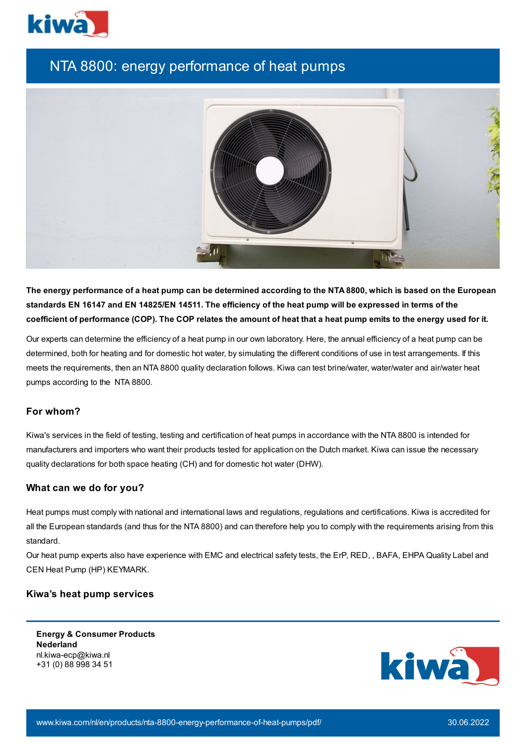# NTA 8800: energy performance of heat pumps

**The energy performance of a heat pump can be determined according to the NTA 8800, which is based on the European standards EN 16147 and EN 14825/EN 14511. The efficiency of the heat pump will be expressed in terms of the coefficient of performance (COP). The COP relates the amount of heat that a heat pump emits to the energy used for it.**

Our experts can determine the efficiency of a heat pump in our own laboratory. Here, the annual efficiency of a heat pump can be determined, both for heating and for domestic hot water, by simulating the different conditions of use in test arrangements. If this meets the requirements, then an NTA 8800 quality declaration follows. Kiwa can test brine/water, water/water and air/water heat pumps according to the NTA 8800.

## For whom?

Kiwa's services in the field of testing, testing and certification of heat pumps in accordance with the NTA 8800 is intended for manufacturers and importers who want their products tested for application on the Dutch market. Kiwa can issue the necessary quality declarations for both space heating (CH) and for domestic hot water (DHW).

## What can we do for you?

Heat pumps must comply with national and international laws and regulations, regulations and certifications. Kiwa is accredited for all the European standards (and thus for the NTA 8800) and can therefore help you to comply with the requirements arising from this standard.

Our heat pump experts also have experience with EMC and electrical safety tests, the ErP, RED, , BAFA, EHPA Quality Label and CEN Heat Pump (HP) KEYMARK.

## Kiwa's heat pump services

**Energy & Consumer Products Nederland**
nl.kiwa-ecp@kiwa.nl
+31 (0) 88 998 34 51

www.kiwa.com/nl/en/products/nta-8800-energy-performance-of-heat-pumps/pdf/ 30.06.2022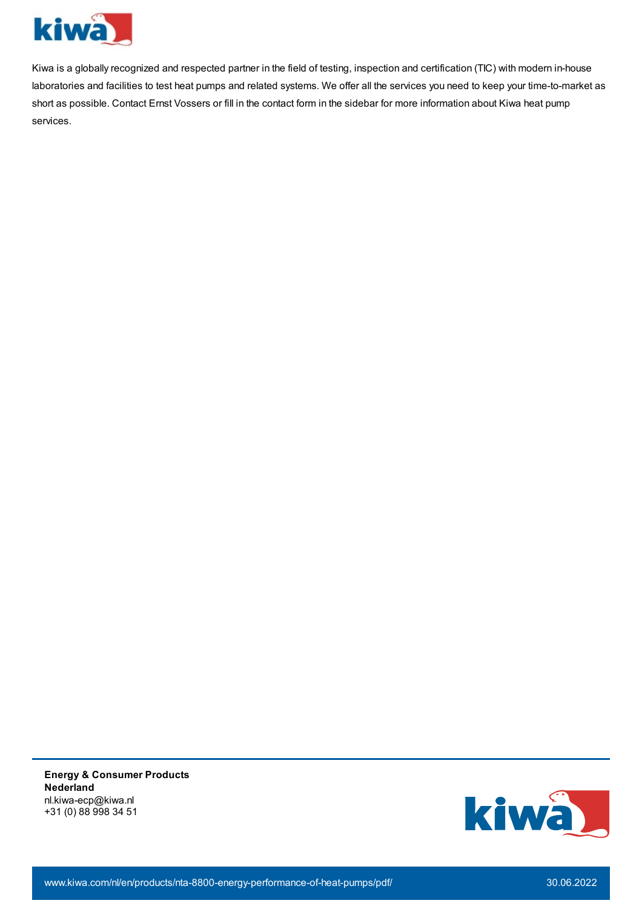Kiwa is a globally recognized and respected partner in the field of testing, inspection and certification (TIC) with modern in-house laboratories and facilities to test heat pumps and related systems. We offer all the services you need to keep your time-to-market as short as possible. Contact Ernst Vossers or fill in the contact form in the sidebar for more information about Kiwa heat pump services.

**Energy & Consumer Products**
**Nederland**
nl.kiwa-ecp@kiwa.nl
+31 (0) 88 998 34 51